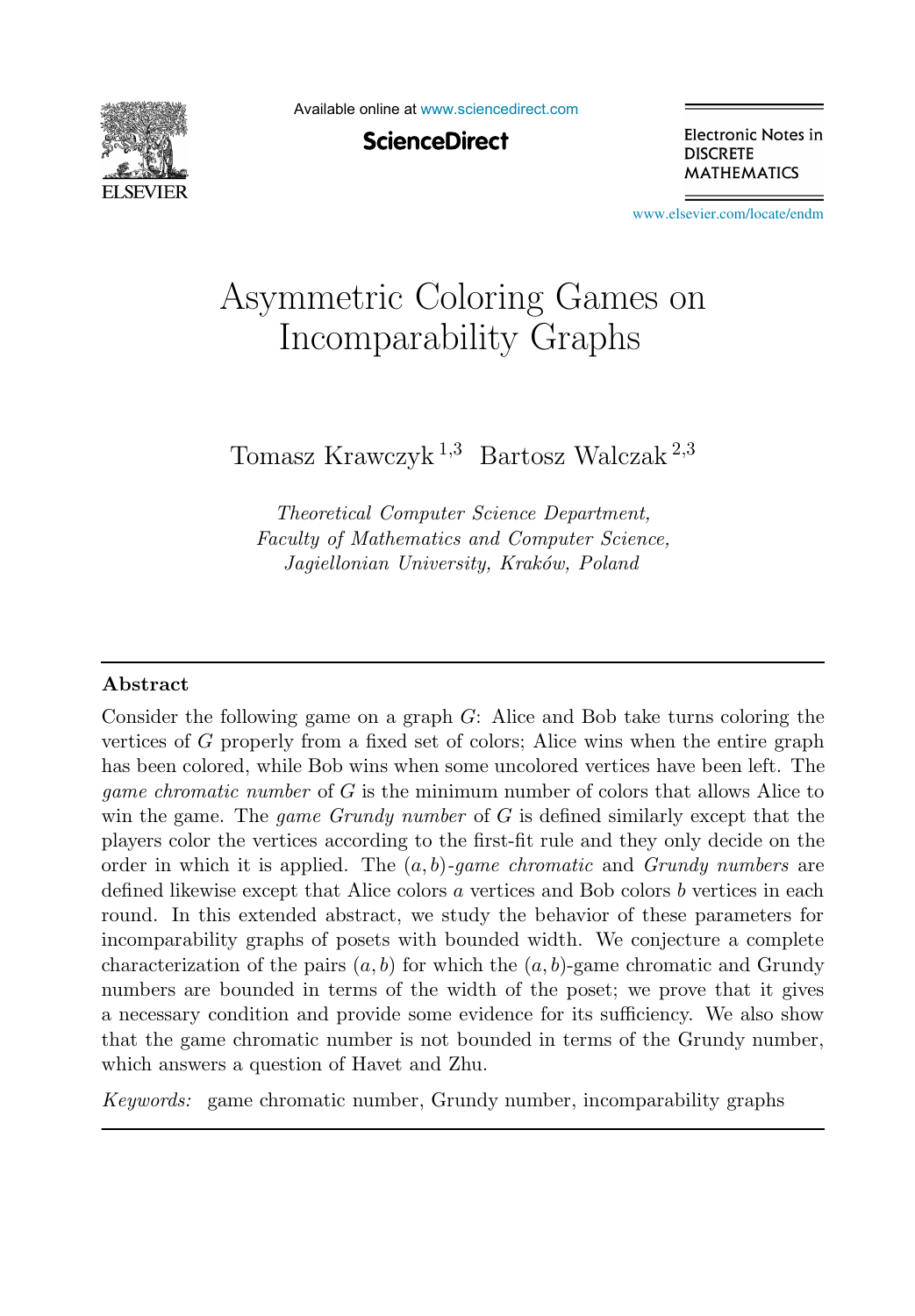# Asymmetric Coloring Games on Incomparability Graphs

Tomasz Krawczyk [1,3] Bartosz Walczak [2,3]

*Theoretical Computer Science Department,*
*Faculty of Mathematics and Computer Science,*
*Jagiellonian University, Kraków, Poland*

---

## Abstract

Consider the following game on a graph $G$: Alice and Bob take turns coloring the vertices of $G$ properly from a fixed set of colors; Alice wins when the entire graph has been colored, while Bob wins when some uncolored vertices have been left. The *game chromatic number* of $G$ is the minimum number of colors that allows Alice to win the game. The *game Grundy number* of $G$ is defined similarly except that the players color the vertices according to the first-fit rule and they only decide on the order in which it is applied. The $(a, b)$-*game chromatic* and *Grundy numbers* are defined likewise except that Alice colors $a$ vertices and Bob colors $b$ vertices in each round. In this extended abstract, we study the behavior of these parameters for incomparability graphs of posets with bounded width. We conjecture a complete characterization of the pairs $(a, b)$ for which the $(a, b)$-game chromatic and Grundy numbers are bounded in terms of the width of the poset; we prove that it gives a necessary condition and provide some evidence for its sufficiency. We also show that the game chromatic number is not bounded in terms of the Grundy number, which answers a question of Havet and Zhu.

*Keywords:* game chromatic number, Grundy number, incomparability graphs

---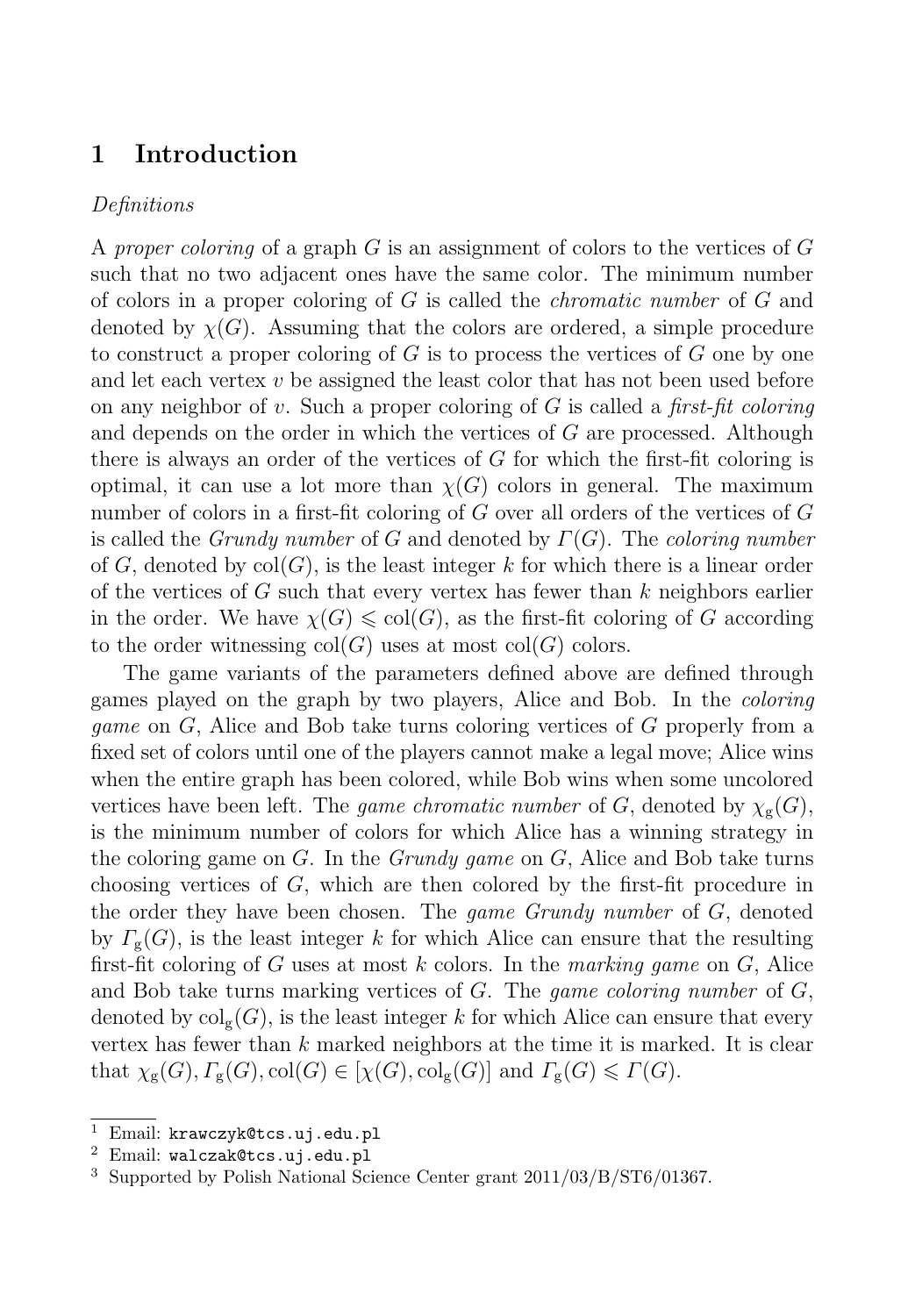## 1 Introduction

*Definitions*

A *proper coloring* of a graph $G$ is an assignment of colors to the vertices of $G$ such that no two adjacent ones have the same color. The minimum number of colors in a proper coloring of $G$ is called the *chromatic number* of $G$ and denoted by $\chi(G)$. Assuming that the colors are ordered, a simple procedure to construct a proper coloring of $G$ is to process the vertices of $G$ one by one and let each vertex $v$ be assigned the least color that has not been used before on any neighbor of $v$. Such a proper coloring of $G$ is called a *first-fit coloring* and depends on the order in which the vertices of $G$ are processed. Although there is always an order of the vertices of $G$ for which the first-fit coloring is optimal, it can use a lot more than $\chi(G)$ colors in general. The maximum number of colors in a first-fit coloring of $G$ over all orders of the vertices of $G$ is called the *Grundy number* of $G$ and denoted by $\Gamma(G)$. The *coloring number* of $G$, denoted by $\operatorname{col}(G)$, is the least integer $k$ for which there is a linear order of the vertices of $G$ such that every vertex has fewer than $k$ neighbors earlier in the order. We have $\chi(G) \leqslant \operatorname{col}(G)$, as the first-fit coloring of $G$ according to the order witnessing $\operatorname{col}(G)$ uses at most $\operatorname{col}(G)$ colors.

The game variants of the parameters defined above are defined through games played on the graph by two players, Alice and Bob. In the *coloring game* on $G$, Alice and Bob take turns coloring vertices of $G$ properly from a fixed set of colors until one of the players cannot make a legal move; Alice wins when the entire graph has been colored, while Bob wins when some uncolored vertices have been left. The *game chromatic number* of $G$, denoted by $\chi_{\mathrm{g}}(G)$, is the minimum number of colors for which Alice has a winning strategy in the coloring game on $G$. In the *Grundy game* on $G$, Alice and Bob take turns choosing vertices of $G$, which are then colored by the first-fit procedure in the order they have been chosen. The *game Grundy number* of $G$, denoted by $\Gamma_{\mathrm{g}}(G)$, is the least integer $k$ for which Alice can ensure that the resulting first-fit coloring of $G$ uses at most $k$ colors. In the *marking game* on $G$, Alice and Bob take turns marking vertices of $G$. The *game coloring number* of $G$, denoted by $\operatorname{col}_{\mathrm{g}}(G)$, is the least integer $k$ for which Alice can ensure that every vertex has fewer than $k$ marked neighbors at the time it is marked. It is clear that $\chi_{\mathrm{g}}(G), \Gamma_{\mathrm{g}}(G), \operatorname{col}(G) \in [\chi(G), \operatorname{col}_{\mathrm{g}}(G)]$ and $\Gamma_{\mathrm{g}}(G) \leqslant \Gamma(G)$.

---

[1] Email: krawczyk@tcs.uj.edu.pl

[2] Email: walczak@tcs.uj.edu.pl

[3] Supported by Polish National Science Center grant 2011/03/B/ST6/01367.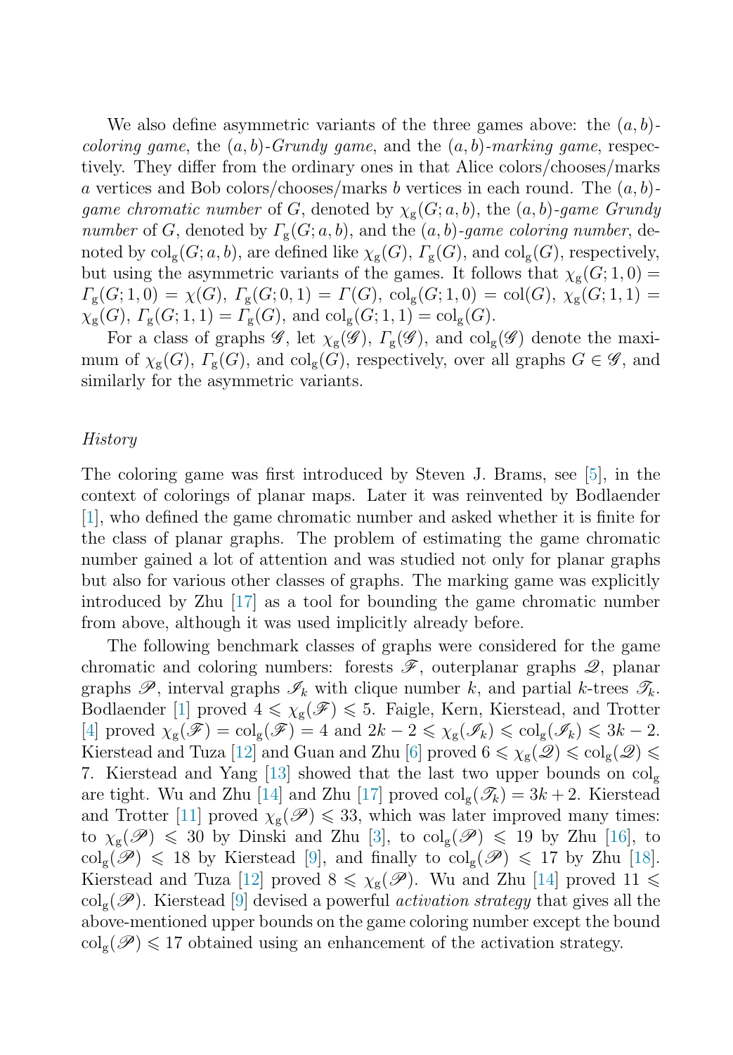We also define asymmetric variants of the three games above: the $(a,b)$-*coloring game*, the $(a,b)$-*Grundy game*, and the $(a,b)$-*marking game*, respectively. They differ from the ordinary ones in that Alice colors/chooses/marks $a$ vertices and Bob colors/chooses/marks $b$ vertices in each round. The $(a,b)$-*game chromatic number* of $G$, denoted by $\chi_{\mathrm{g}}(G;a,b)$, the $(a,b)$-*game Grundy number* of $G$, denoted by $\Gamma_{\mathrm{g}}(G;a,b)$, and the $(a,b)$-*game coloring number*, denoted by $\mathrm{col}_{\mathrm{g}}(G;a,b)$, are defined like $\chi_{\mathrm{g}}(G)$, $\Gamma_{\mathrm{g}}(G)$, and $\mathrm{col}_{\mathrm{g}}(G)$, respectively, but using the asymmetric variants of the games. It follows that $\chi_{\mathrm{g}}(G;1,0) = \Gamma_{\mathrm{g}}(G;1,0) = \chi(G)$, $\Gamma_{\mathrm{g}}(G;0,1) = \Gamma(G)$, $\mathrm{col}_{\mathrm{g}}(G;1,0) = \mathrm{col}(G)$, $\chi_{\mathrm{g}}(G;1,1) = \chi_{\mathrm{g}}(G)$, $\Gamma_{\mathrm{g}}(G;1,1) = \Gamma_{\mathrm{g}}(G)$, and $\mathrm{col}_{\mathrm{g}}(G;1,1) = \mathrm{col}_{\mathrm{g}}(G)$.

For a class of graphs $\mathscr{G}$, let $\chi_{\mathrm{g}}(\mathscr{G})$, $\Gamma_{\mathrm{g}}(\mathscr{G})$, and $\mathrm{col}_{\mathrm{g}}(\mathscr{G})$ denote the maximum of $\chi_{\mathrm{g}}(G)$, $\Gamma_{\mathrm{g}}(G)$, and $\mathrm{col}_{\mathrm{g}}(G)$, respectively, over all graphs $G \in \mathscr{G}$, and similarly for the asymmetric variants.

*History*

The coloring game was first introduced by Steven J. Brams, see [5], in the context of colorings of planar maps. Later it was reinvented by Bodlaender [1], who defined the game chromatic number and asked whether it is finite for the class of planar graphs. The problem of estimating the game chromatic number gained a lot of attention and was studied not only for planar graphs but also for various other classes of graphs. The marking game was explicitly introduced by Zhu [17] as a tool for bounding the game chromatic number from above, although it was used implicitly already before.

The following benchmark classes of graphs were considered for the game chromatic and coloring numbers: forests $\mathscr{F}$, outerplanar graphs $\mathscr{Q}$, planar graphs $\mathscr{P}$, interval graphs $\mathscr{I}_k$ with clique number $k$, and partial $k$-trees $\mathscr{T}_k$. Bodlaender [1] proved $4 \leqslant \chi_{\mathrm{g}}(\mathscr{F}) \leqslant 5$. Faigle, Kern, Kierstead, and Trotter [4] proved $\chi_{\mathrm{g}}(\mathscr{F}) = \mathrm{col}_{\mathrm{g}}(\mathscr{F}) = 4$ and $2k-2 \leqslant \chi_{\mathrm{g}}(\mathscr{I}_k) \leqslant \mathrm{col}_{\mathrm{g}}(\mathscr{I}_k) \leqslant 3k-2$. Kierstead and Tuza [12] and Guan and Zhu [6] proved $6 \leqslant \chi_{\mathrm{g}}(\mathscr{Q}) \leqslant \mathrm{col}_{\mathrm{g}}(\mathscr{Q}) \leqslant 7$. Kierstead and Yang [13] showed that the last two upper bounds on $\mathrm{col}_{\mathrm{g}}$ are tight. Wu and Zhu [14] and Zhu [17] proved $\mathrm{col}_{\mathrm{g}}(\mathscr{T}_k) = 3k+2$. Kierstead and Trotter [11] proved $\chi_{\mathrm{g}}(\mathscr{P}) \leqslant 33$, which was later improved many times: to $\chi_{\mathrm{g}}(\mathscr{P}) \leqslant 30$ by Dinski and Zhu [3], to $\mathrm{col}_{\mathrm{g}}(\mathscr{P}) \leqslant 19$ by Zhu [16], to $\mathrm{col}_{\mathrm{g}}(\mathscr{P}) \leqslant 18$ by Kierstead [9], and finally to $\mathrm{col}_{\mathrm{g}}(\mathscr{P}) \leqslant 17$ by Zhu [18]. Kierstead and Tuza [12] proved $8 \leqslant \chi_{\mathrm{g}}(\mathscr{P})$. Wu and Zhu [14] proved $11 \leqslant \mathrm{col}_{\mathrm{g}}(\mathscr{P})$. Kierstead [9] devised a powerful *activation strategy* that gives all the above-mentioned upper bounds on the game coloring number except the bound $\mathrm{col}_{\mathrm{g}}(\mathscr{P}) \leqslant 17$ obtained using an enhancement of the activation strategy.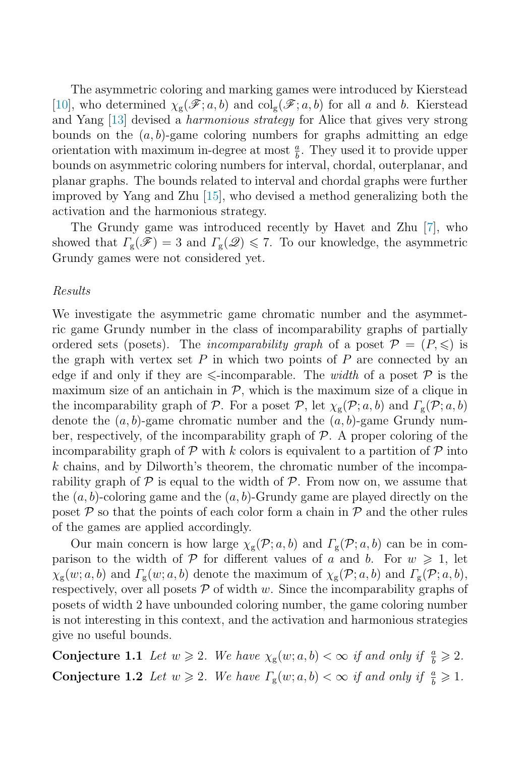The asymmetric coloring and marking games were introduced by Kierstead [10], who determined $\chi_{\mathrm{g}}(\mathscr{F}; a, b)$ and $\mathrm{col}_{\mathrm{g}}(\mathscr{F}; a, b)$ for all $a$ and $b$. Kierstead and Yang [13] devised a *harmonious strategy* for Alice that gives very strong bounds on the $(a, b)$-game coloring numbers for graphs admitting an edge orientation with maximum in-degree at most $\frac{a}{b}$. They used it to provide upper bounds on asymmetric coloring numbers for interval, chordal, outerplanar, and planar graphs. The bounds related to interval and chordal graphs were further improved by Yang and Zhu [15], who devised a method generalizing both the activation and the harmonious strategy.

The Grundy game was introduced recently by Havet and Zhu [7], who showed that $\Gamma_{\mathrm{g}}(\mathscr{F}) = 3$ and $\Gamma_{\mathrm{g}}(\mathscr{Q}) \leqslant 7$. To our knowledge, the asymmetric Grundy games were not considered yet.

### *Results*

We investigate the asymmetric game chromatic number and the asymmetric game Grundy number in the class of incomparability graphs of partially ordered sets (posets). The *incomparability graph* of a poset $\mathcal{P} = (P, \leqslant)$ is the graph with vertex set $P$ in which two points of $P$ are connected by an edge if and only if they are $\leqslant$-incomparable. The *width* of a poset $\mathcal{P}$ is the maximum size of an antichain in $\mathcal{P}$, which is the maximum size of a clique in the incomparability graph of $\mathcal{P}$. For a poset $\mathcal{P}$, let $\chi_{\mathrm{g}}(\mathcal{P}; a, b)$ and $\Gamma_{\mathrm{g}}(\mathcal{P}; a, b)$ denote the $(a, b)$-game chromatic number and the $(a, b)$-game Grundy number, respectively, of the incomparability graph of $\mathcal{P}$. A proper coloring of the incomparability graph of $\mathcal{P}$ with $k$ colors is equivalent to a partition of $\mathcal{P}$ into $k$ chains, and by Dilworth's theorem, the chromatic number of the incomparability graph of $\mathcal{P}$ is equal to the width of $\mathcal{P}$. From now on, we assume that the $(a, b)$-coloring game and the $(a, b)$-Grundy game are played directly on the poset $\mathcal{P}$ so that the points of each color form a chain in $\mathcal{P}$ and the other rules of the games are applied accordingly.

Our main concern is how large $\chi_{\mathrm{g}}(\mathcal{P}; a, b)$ and $\Gamma_{\mathrm{g}}(\mathcal{P}; a, b)$ can be in comparison to the width of $\mathcal{P}$ for different values of $a$ and $b$. For $w \geqslant 1$, let $\chi_{\mathrm{g}}(w; a, b)$ and $\Gamma_{\mathrm{g}}(w; a, b)$ denote the maximum of $\chi_{\mathrm{g}}(\mathcal{P}; a, b)$ and $\Gamma_{\mathrm{g}}(\mathcal{P}; a, b)$, respectively, over all posets $\mathcal{P}$ of width $w$. Since the incomparability graphs of posets of width 2 have unbounded coloring number, the game coloring number is not interesting in this context, and the activation and harmonious strategies give no useful bounds.

**Conjecture 1.1** *Let $w \geqslant 2$. We have $\chi_{\mathrm{g}}(w; a, b) < \infty$ if and only if $\frac{a}{b} \geqslant 2$.*

**Conjecture 1.2** *Let $w \geqslant 2$. We have $\Gamma_{\mathrm{g}}(w; a, b) < \infty$ if and only if $\frac{a}{b} \geqslant 1$.*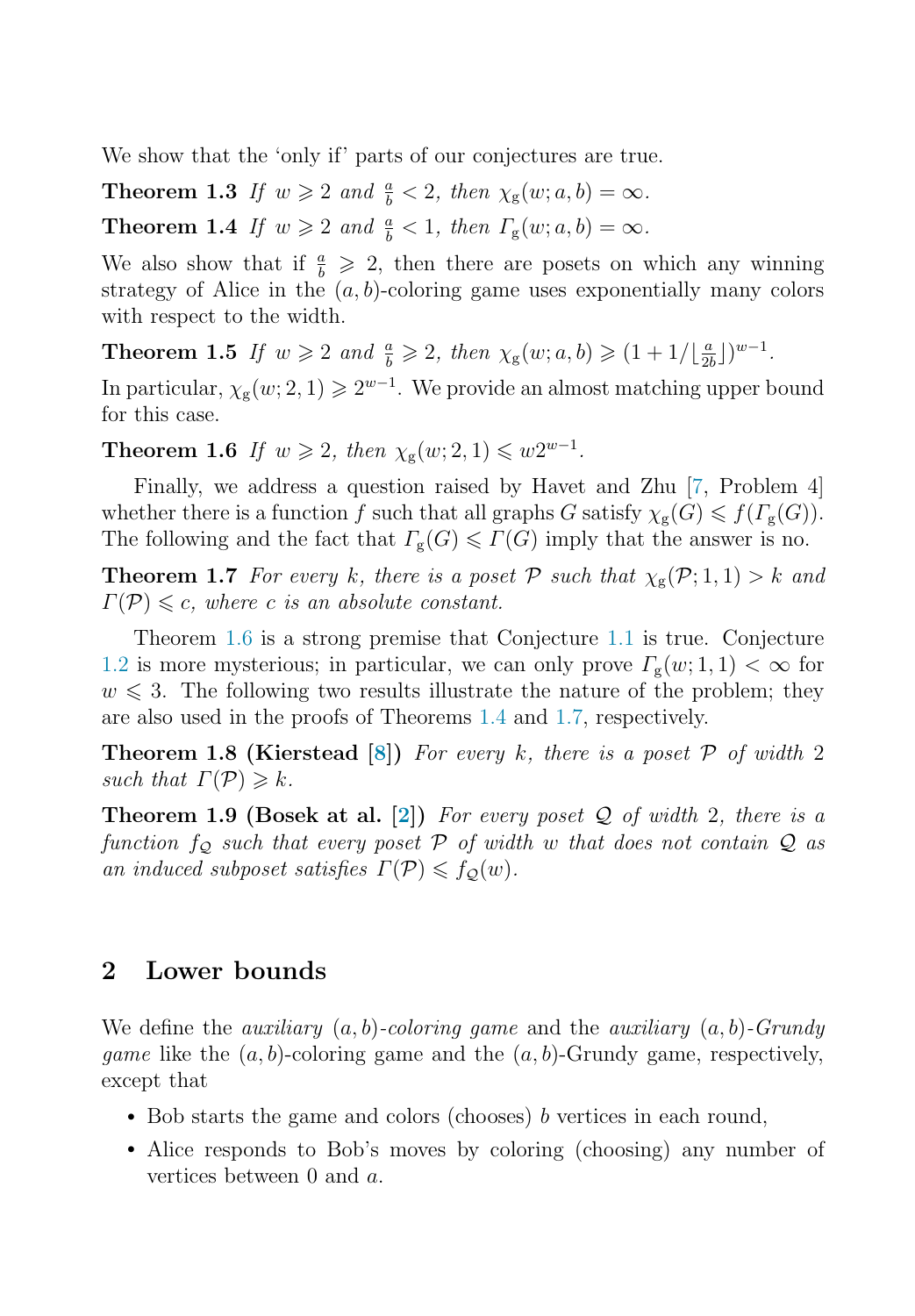We show that the ‘only if’ parts of our conjectures are true.

**Theorem 1.3** *If $w \geqslant 2$ and $\frac{a}{b} < 2$, then $\chi_g(w; a, b) = \infty$.*

**Theorem 1.4** *If $w \geqslant 2$ and $\frac{a}{b} < 1$, then $\Gamma_g(w; a, b) = \infty$.*

We also show that if $\frac{a}{b} \geqslant 2$, then there are posets on which any winning strategy of Alice in the $(a, b)$-coloring game uses exponentially many colors with respect to the width.

**Theorem 1.5** *If $w \geqslant 2$ and $\frac{a}{b} \geqslant 2$, then $\chi_g(w; a, b) \geqslant (1 + 1/\lfloor \frac{a}{2b} \rfloor)^{w-1}$.*

In particular, $\chi_g(w; 2, 1) \geqslant 2^{w-1}$. We provide an almost matching upper bound for this case.

**Theorem 1.6** *If $w \geqslant 2$, then $\chi_g(w; 2, 1) \leqslant w2^{w-1}$.*

Finally, we address a question raised by Havet and Zhu [7, Problem 4] whether there is a function $f$ such that all graphs $G$ satisfy $\chi_g(G) \leqslant f(\Gamma_g(G))$. The following and the fact that $\Gamma_g(G) \leqslant \Gamma(G)$ imply that the answer is no.

**Theorem 1.7** *For every $k$, there is a poset $\mathcal{P}$ such that $\chi_g(\mathcal{P}; 1, 1) > k$ and $\Gamma(\mathcal{P}) \leqslant c$, where $c$ is an absolute constant.*

Theorem 1.6 is a strong premise that Conjecture 1.1 is true. Conjecture 1.2 is more mysterious; in particular, we can only prove $\Gamma_g(w; 1, 1) < \infty$ for $w \leqslant 3$. The following two results illustrate the nature of the problem; they are also used in the proofs of Theorems 1.4 and 1.7, respectively.

**Theorem 1.8 (Kierstead [8])** *For every $k$, there is a poset $\mathcal{P}$ of width 2 such that $\Gamma(\mathcal{P}) \geqslant k$.*

**Theorem 1.9 (Bosek at al. [2])** *For every poset $\mathcal{Q}$ of width 2, there is a function $f_{\mathcal{Q}}$ such that every poset $\mathcal{P}$ of width $w$ that does not contain $\mathcal{Q}$ as an induced subposet satisfies $\Gamma(\mathcal{P}) \leqslant f_{\mathcal{Q}}(w)$.*

## 2 Lower bounds

We define the *auxiliary $(a, b)$-coloring game* and the *auxiliary $(a, b)$-Grundy game* like the $(a, b)$-coloring game and the $(a, b)$-Grundy game, respectively, except that

- Bob starts the game and colors (chooses) $b$ vertices in each round,
- Alice responds to Bob's moves by coloring (choosing) any number of vertices between 0 and $a$.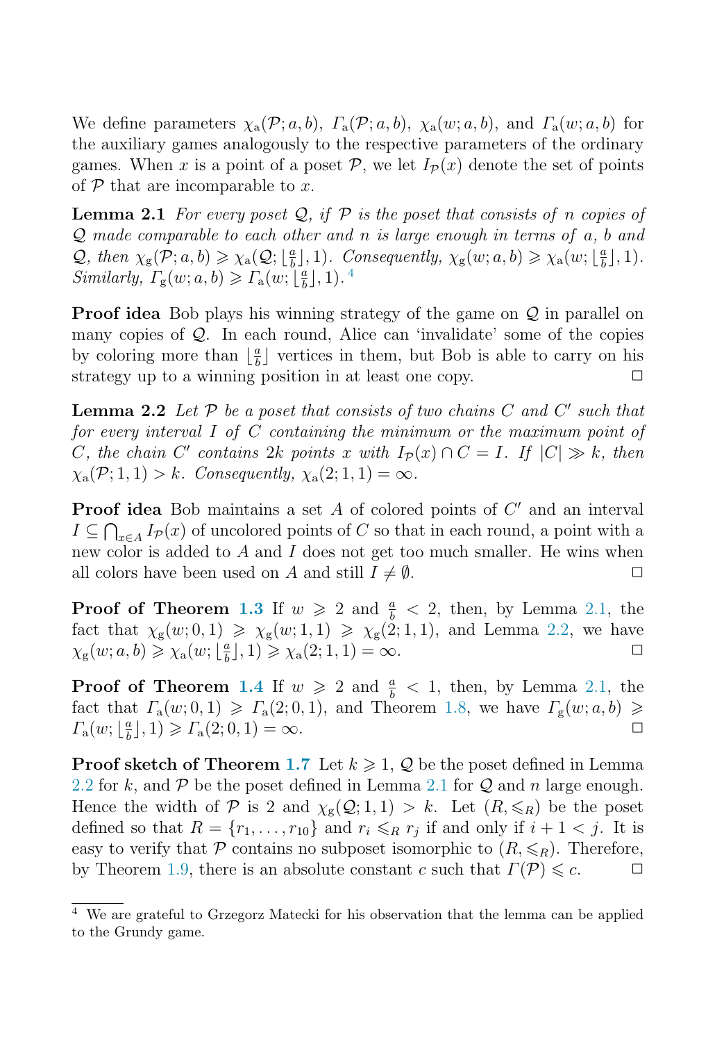We define parameters $\chi_{\mathrm{a}}(\mathcal{P};a,b)$, $\mathit{\Gamma}_{\mathrm{a}}(\mathcal{P};a,b)$, $\chi_{\mathrm{a}}(w;a,b)$, and $\mathit{\Gamma}_{\mathrm{a}}(w;a,b)$ for the auxiliary games analogously to the respective parameters of the ordinary games. When $x$ is a point of a poset $\mathcal{P}$, we let $I_{\mathcal{P}}(x)$ denote the set of points of $\mathcal{P}$ that are incomparable to $x$.

**Lemma 2.1** *For every poset $\mathcal{Q}$, if $\mathcal{P}$ is the poset that consists of $n$ copies of $\mathcal{Q}$ made comparable to each other and $n$ is large enough in terms of $a$, $b$ and $\mathcal{Q}$, then $\chi_{\mathrm{g}}(\mathcal{P};a,b) \geqslant \chi_{\mathrm{a}}(\mathcal{Q};\lfloor\frac{a}{b}\rfloor,1)$. Consequently, $\chi_{\mathrm{g}}(w;a,b) \geqslant \chi_{\mathrm{a}}(w;\lfloor\frac{a}{b}\rfloor,1)$. Similarly, $\mathit{\Gamma}_{\mathrm{g}}(w;a,b) \geqslant \mathit{\Gamma}_{\mathrm{a}}(w;\lfloor\frac{a}{b}\rfloor,1)$.* [4]

**Proof idea** Bob plays his winning strategy of the game on $\mathcal{Q}$ in parallel on many copies of $\mathcal{Q}$. In each round, Alice can 'invalidate' some of the copies by coloring more than $\lfloor\frac{a}{b}\rfloor$ vertices in them, but Bob is able to carry on his strategy up to a winning position in at least one copy. ◻

**Lemma 2.2** *Let $\mathcal{P}$ be a poset that consists of two chains $C$ and $C'$ such that for every interval $I$ of $C$ containing the minimum or the maximum point of $C$, the chain $C'$ contains $2k$ points $x$ with $I_{\mathcal{P}}(x) \cap C = I$. If $|C| \gg k$, then $\chi_{\mathrm{a}}(\mathcal{P};1,1) > k$. Consequently, $\chi_{\mathrm{a}}(2;1,1) = \infty$.*

**Proof idea** Bob maintains a set $A$ of colored points of $C'$ and an interval $I \subseteq \bigcap_{x\in A} I_{\mathcal{P}}(x)$ of uncolored points of $C$ so that in each round, a point with a new color is added to $A$ and $I$ does not get too much smaller. He wins when all colors have been used on $A$ and still $I \neq \emptyset$. ◻

**Proof of Theorem 1.3** If $w \geqslant 2$ and $\frac{a}{b} < 2$, then, by Lemma 2.1, the fact that $\chi_{\mathrm{g}}(w;0,1) \geqslant \chi_{\mathrm{g}}(w;1,1) \geqslant \chi_{\mathrm{g}}(2;1,1)$, and Lemma 2.2, we have $\chi_{\mathrm{g}}(w;a,b) \geqslant \chi_{\mathrm{a}}(w;\lfloor\frac{a}{b}\rfloor,1) \geqslant \chi_{\mathrm{a}}(2;1,1) = \infty$. ◻

**Proof of Theorem 1.4** If $w \geqslant 2$ and $\frac{a}{b} < 1$, then, by Lemma 2.1, the fact that $\mathit{\Gamma}_{\mathrm{a}}(w;0,1) \geqslant \mathit{\Gamma}_{\mathrm{a}}(2;0,1)$, and Theorem 1.8, we have $\mathit{\Gamma}_{\mathrm{g}}(w;a,b) \geqslant \mathit{\Gamma}_{\mathrm{a}}(w;\lfloor\frac{a}{b}\rfloor,1) \geqslant \mathit{\Gamma}_{\mathrm{a}}(2;0,1) = \infty$. ◻

**Proof sketch of Theorem 1.7** Let $k \geqslant 1$, $\mathcal{Q}$ be the poset defined in Lemma 2.2 for $k$, and $\mathcal{P}$ be the poset defined in Lemma 2.1 for $\mathcal{Q}$ and $n$ large enough. Hence the width of $\mathcal{P}$ is 2 and $\chi_{\mathrm{g}}(\mathcal{Q};1,1) > k$. Let $(R,\leqslant_R)$ be the poset defined so that $R = \{r_1,\ldots,r_{10}\}$ and $r_i \leqslant_R r_j$ if and only if $i+1 < j$. It is easy to verify that $\mathcal{P}$ contains no subposet isomorphic to $(R,\leqslant_R)$. Therefore, by Theorem 1.9, there is an absolute constant $c$ such that $\mathit{\Gamma}(\mathcal{P}) \leqslant c$. ◻

---

[4] We are grateful to Grzegorz Matecki for his observation that the lemma can be applied to the Grundy game.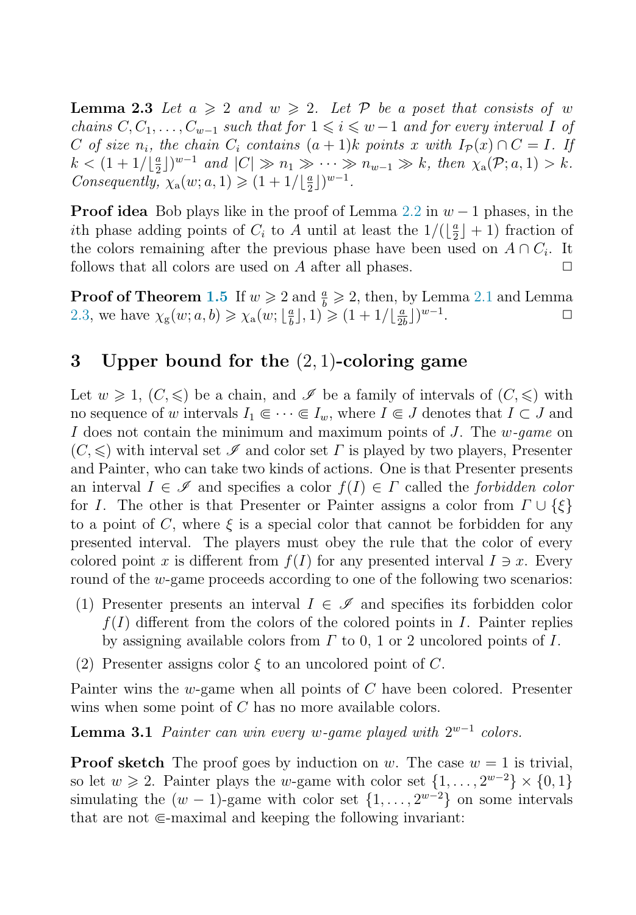**Lemma 2.3** *Let $a \geqslant 2$ and $w \geqslant 2$. Let $\mathcal{P}$ be a poset that consists of $w$ chains $C, C_1, \ldots, C_{w-1}$ such that for $1 \leqslant i \leqslant w-1$ and for every interval $I$ of $C$ of size $n_i$, the chain $C_i$ contains $(a+1)k$ points $x$ with $I_{\mathcal{P}}(x) \cap C = I$. If $k < (1 + 1/\lfloor \frac{a}{2} \rfloor)^{w-1}$ and $|C| \gg n_1 \gg \cdots \gg n_{w-1} \gg k$, then $\chi_{\mathrm{a}}(\mathcal{P}; a, 1) > k$. Consequently, $\chi_{\mathrm{a}}(w; a, 1) \geqslant (1 + 1/\lfloor \frac{a}{2} \rfloor)^{w-1}$.*

**Proof idea** Bob plays like in the proof of Lemma 2.2 in $w-1$ phases, in the $i$th phase adding points of $C_i$ to $A$ until at least the $1/(\lfloor \frac{a}{2} \rfloor + 1)$ fraction of the colors remaining after the previous phase have been used on $A \cap C_i$. It follows that all colors are used on $A$ after all phases. □

**Proof of Theorem 1.5** If $w \geqslant 2$ and $\frac{a}{b} \geqslant 2$, then, by Lemma 2.1 and Lemma 2.3, we have $\chi_{\mathrm{g}}(w; a, b) \geqslant \chi_{\mathrm{a}}(w; \lfloor \frac{a}{b} \rfloor, 1) \geqslant (1 + 1/\lfloor \frac{a}{2b} \rfloor)^{w-1}$. □

## 3 Upper bound for the $(2, 1)$-coloring game

Let $w \geqslant 1$, $(C, \leqslant)$ be a chain, and $\mathscr{I}$ be a family of intervals of $(C, \leqslant)$ with no sequence of $w$ intervals $I_1 \Subset \cdots \Subset I_w$, where $I \Subset J$ denotes that $I \subset J$ and $I$ does not contain the minimum and maximum points of $J$. The *$w$-game* on $(C, \leqslant)$ with interval set $\mathscr{I}$ and color set $\Gamma$ is played by two players, Presenter and Painter, who can take two kinds of actions. One is that Presenter presents an interval $I \in \mathscr{I}$ and specifies a color $f(I) \in \Gamma$ called the *forbidden color* for $I$. The other is that Presenter or Painter assigns a color from $\Gamma \cup \{\xi\}$ to a point of $C$, where $\xi$ is a special color that cannot be forbidden for any presented interval. The players must obey the rule that the color of every colored point $x$ is different from $f(I)$ for any presented interval $I \ni x$. Every round of the $w$-game proceeds according to one of the following two scenarios:

(1) Presenter presents an interval $I \in \mathscr{I}$ and specifies its forbidden color $f(I)$ different from the colors of the colored points in $I$. Painter replies by assigning available colors from $\Gamma$ to 0, 1 or 2 uncolored points of $I$.

(2) Presenter assigns color $\xi$ to an uncolored point of $C$.

Painter wins the $w$-game when all points of $C$ have been colored. Presenter wins when some point of $C$ has no more available colors.

**Lemma 3.1** *Painter can win every $w$-game played with $2^{w-1}$ colors.*

**Proof sketch** The proof goes by induction on $w$. The case $w = 1$ is trivial, so let $w \geqslant 2$. Painter plays the $w$-game with color set $\{1, \ldots, 2^{w-2}\} \times \{0, 1\}$ simulating the $(w-1)$-game with color set $\{1, \ldots, 2^{w-2}\}$ on some intervals that are not $\Subset$-maximal and keeping the following invariant: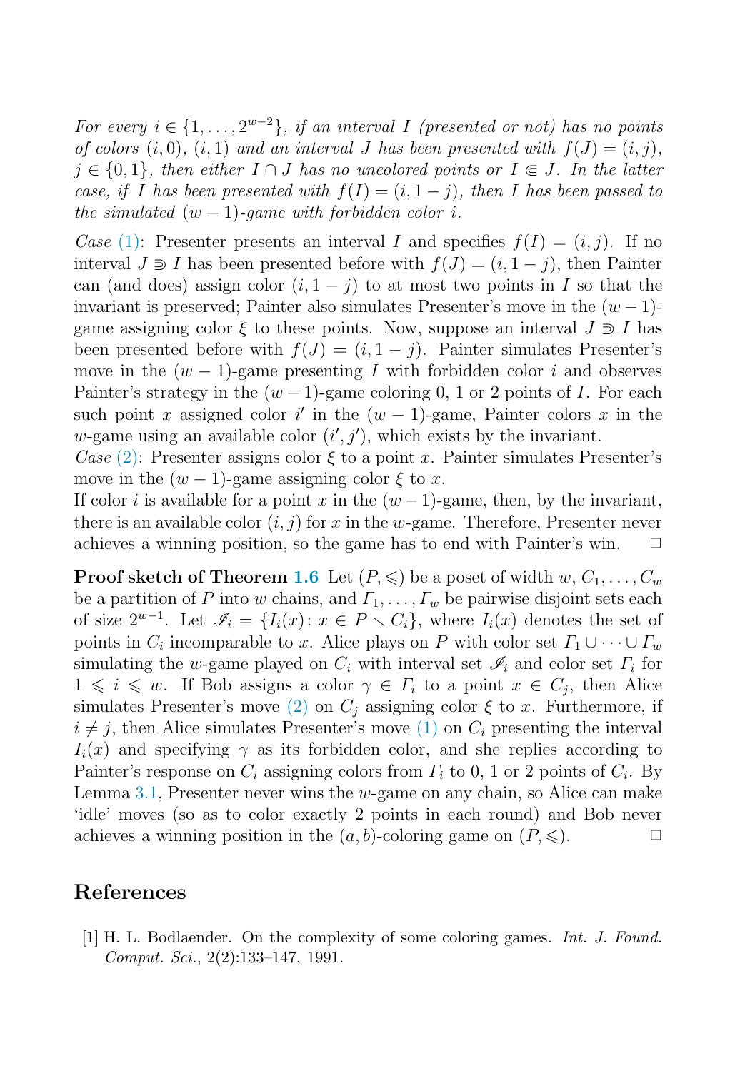*For every $i \in \{1, \ldots, 2^{w-2}\}$, if an interval $I$ (presented or not) has no points of colors $(i, 0)$, $(i, 1)$ and an interval $J$ has been presented with $f(J) = (i, j)$, $j \in \{0, 1\}$, then either $I \cap J$ has no uncolored points or $I \Subset J$. In the latter case, if $I$ has been presented with $f(I) = (i, 1-j)$, then $I$ has been passed to the simulated $(w-1)$-game with forbidden color $i$.*

*Case* (1): Presenter presents an interval $I$ and specifies $f(I) = (i, j)$. If no interval $J \Supset I$ has been presented before with $f(J) = (i, 1-j)$, then Painter can (and does) assign color $(i, 1-j)$ to at most two points in $I$ so that the invariant is preserved; Painter also simulates Presenter's move in the $(w-1)$-game assigning color $\xi$ to these points. Now, suppose an interval $J \Supset I$ has been presented before with $f(J) = (i, 1-j)$. Painter simulates Presenter's move in the $(w-1)$-game presenting $I$ with forbidden color $i$ and observes Painter's strategy in the $(w-1)$-game coloring 0, 1 or 2 points of $I$. For each such point $x$ assigned color $i'$ in the $(w-1)$-game, Painter colors $x$ in the $w$-game using an available color $(i', j')$, which exists by the invariant.

*Case* (2): Presenter assigns color $\xi$ to a point $x$. Painter simulates Presenter's move in the $(w-1)$-game assigning color $\xi$ to $x$.

If color $i$ is available for a point $x$ in the $(w-1)$-game, then, by the invariant, there is an available color $(i, j)$ for $x$ in the $w$-game. Therefore, Presenter never achieves a winning position, so the game has to end with Painter's win. $\square$

**Proof sketch of Theorem 1.6** Let $(P, \leqslant)$ be a poset of width $w$, $C_1, \ldots, C_w$ be a partition of $P$ into $w$ chains, and $\Gamma_1, \ldots, \Gamma_w$ be pairwise disjoint sets each of size $2^{w-1}$. Let $\mathscr{I}_i = \{I_i(x) \colon x \in P \smallsetminus C_i\}$, where $I_i(x)$ denotes the set of points in $C_i$ incomparable to $x$. Alice plays on $P$ with color set $\Gamma_1 \cup \cdots \cup \Gamma_w$ simulating the $w$-game played on $C_i$ with interval set $\mathscr{I}_i$ and color set $\Gamma_i$ for $1 \leqslant i \leqslant w$. If Bob assigns a color $\gamma \in \Gamma_i$ to a point $x \in C_j$, then Alice simulates Presenter's move (2) on $C_j$ assigning color $\xi$ to $x$. Furthermore, if $i \neq j$, then Alice simulates Presenter's move (1) on $C_i$ presenting the interval $I_i(x)$ and specifying $\gamma$ as its forbidden color, and she replies according to Painter's response on $C_i$ assigning colors from $\Gamma_i$ to 0, 1 or 2 points of $C_i$. By Lemma 3.1, Presenter never wins the $w$-game on any chain, so Alice can make 'idle' moves (so as to color exactly 2 points in each round) and Bob never achieves a winning position in the $(a, b)$-coloring game on $(P, \leqslant)$. $\square$

## References

[1] H. L. Bodlaender. On the complexity of some coloring games. *Int. J. Found. Comput. Sci.*, 2(2):133–147, 1991.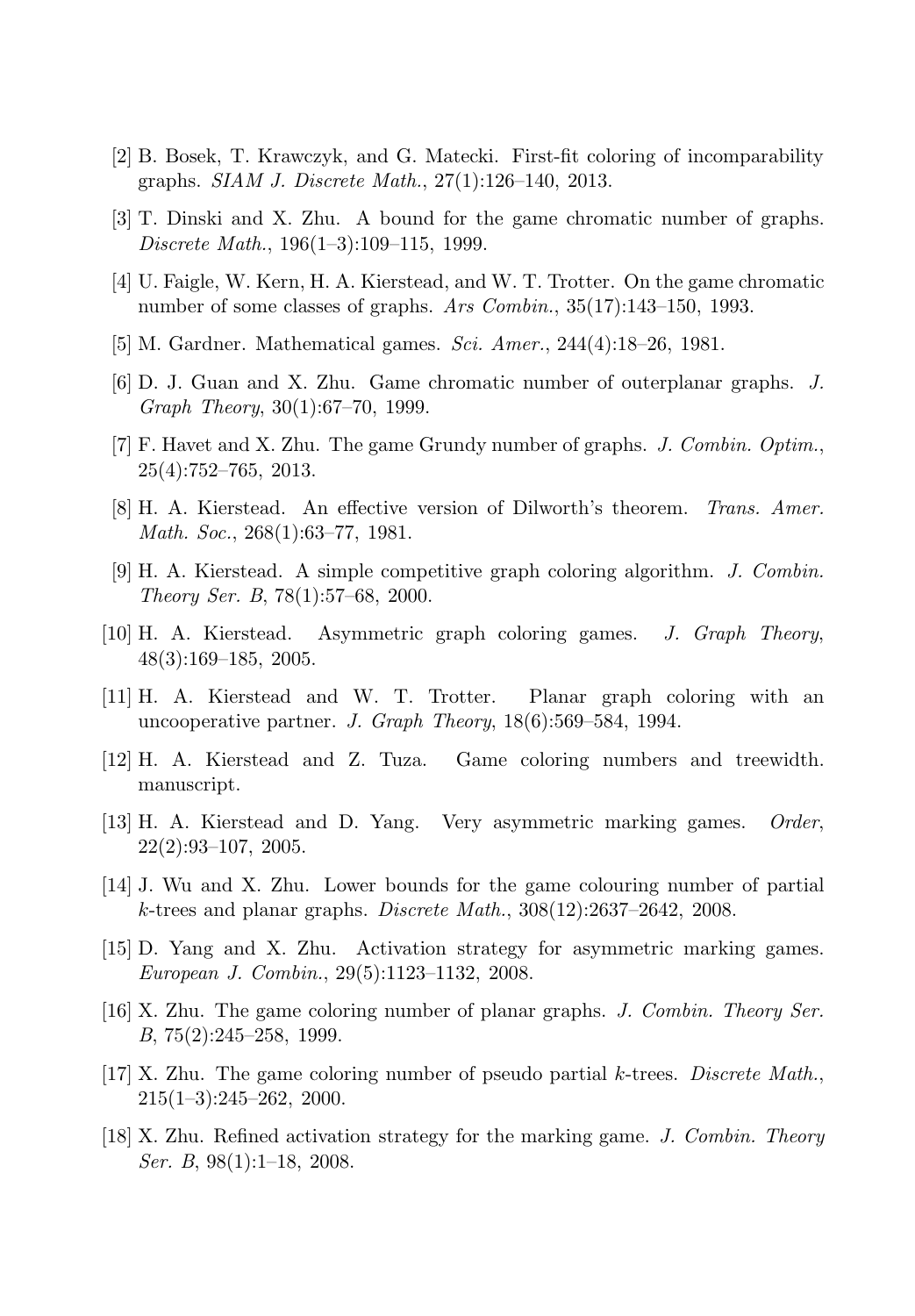[2] B. Bosek, T. Krawczyk, and G. Matecki. First-fit coloring of incomparability graphs. *SIAM J. Discrete Math.*, 27(1):126–140, 2013.

[3] T. Dinski and X. Zhu. A bound for the game chromatic number of graphs. *Discrete Math.*, 196(1–3):109–115, 1999.

[4] U. Faigle, W. Kern, H. A. Kierstead, and W. T. Trotter. On the game chromatic number of some classes of graphs. *Ars Combin.*, 35(17):143–150, 1993.

[5] M. Gardner. Mathematical games. *Sci. Amer.*, 244(4):18–26, 1981.

[6] D. J. Guan and X. Zhu. Game chromatic number of outerplanar graphs. *J. Graph Theory*, 30(1):67–70, 1999.

[7] F. Havet and X. Zhu. The game Grundy number of graphs. *J. Combin. Optim.*, 25(4):752–765, 2013.

[8] H. A. Kierstead. An effective version of Dilworth's theorem. *Trans. Amer. Math. Soc.*, 268(1):63–77, 1981.

[9] H. A. Kierstead. A simple competitive graph coloring algorithm. *J. Combin. Theory Ser. B*, 78(1):57–68, 2000.

[10] H. A. Kierstead. Asymmetric graph coloring games. *J. Graph Theory*, 48(3):169–185, 2005.

[11] H. A. Kierstead and W. T. Trotter. Planar graph coloring with an uncooperative partner. *J. Graph Theory*, 18(6):569–584, 1994.

[12] H. A. Kierstead and Z. Tuza. Game coloring numbers and treewidth. manuscript.

[13] H. A. Kierstead and D. Yang. Very asymmetric marking games. *Order*, 22(2):93–107, 2005.

[14] J. Wu and X. Zhu. Lower bounds for the game colouring number of partial $k$-trees and planar graphs. *Discrete Math.*, 308(12):2637–2642, 2008.

[15] D. Yang and X. Zhu. Activation strategy for asymmetric marking games. *European J. Combin.*, 29(5):1123–1132, 2008.

[16] X. Zhu. The game coloring number of planar graphs. *J. Combin. Theory Ser. B*, 75(2):245–258, 1999.

[17] X. Zhu. The game coloring number of pseudo partial $k$-trees. *Discrete Math.*, 215(1–3):245–262, 2000.

[18] X. Zhu. Refined activation strategy for the marking game. *J. Combin. Theory Ser. B*, 98(1):1–18, 2008.